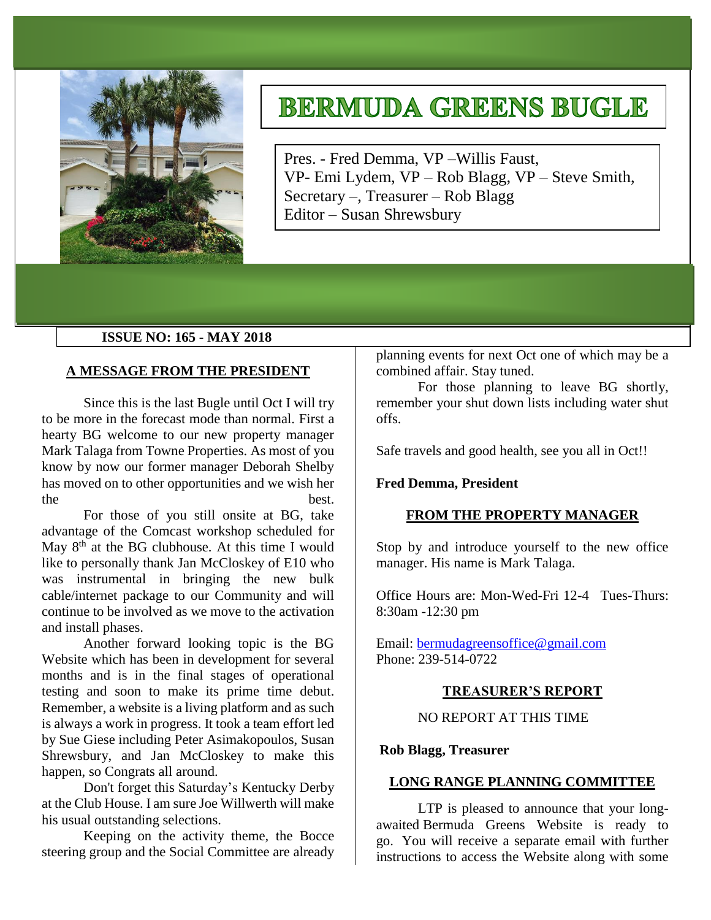# BERMUDA GREENS BUGLE

Pres. - Fred Demma, VP –Willis Faust,
VP- Emi Lydem, VP – Rob Blagg, VP – Steve Smith,
Secretary –, Treasurer – Rob Blagg
Editor – Susan Shrewsbury

**ISSUE NO: 165 - MAY 2018**

## A MESSAGE FROM THE PRESIDENT

Since this is the last Bugle until Oct I will try to be more in the forecast mode than normal. First a hearty BG welcome to our new property manager Mark Talaga from Towne Properties. As most of you know by now our former manager Deborah Shelby has moved on to other opportunities and we wish her the best.

For those of you still onsite at BG, take advantage of the Comcast workshop scheduled for May 8th at the BG clubhouse. At this time I would like to personally thank Jan McCloskey of E10 who was instrumental in bringing the new bulk cable/internet package to our Community and will continue to be involved as we move to the activation and install phases.

Another forward looking topic is the BG Website which has been in development for several months and is in the final stages of operational testing and soon to make its prime time debut. Remember, a website is a living platform and as such is always a work in progress. It took a team effort led by Sue Giese including Peter Asimakopoulos, Susan Shrewsbury, and Jan McCloskey to make this happen, so Congrats all around.

Don't forget this Saturday's Kentucky Derby at the Club House. I am sure Joe Willwerth will make his usual outstanding selections.

Keeping on the activity theme, the Bocce steering group and the Social Committee are already planning events for next Oct one of which may be a combined affair. Stay tuned.

For those planning to leave BG shortly, remember your shut down lists including water shut offs.

Safe travels and good health, see you all in Oct!!

**Fred Demma, President**

## FROM THE PROPERTY MANAGER

Stop by and introduce yourself to the new office manager. His name is Mark Talaga.

Office Hours are: Mon-Wed-Fri 12-4 Tues-Thurs: 8:30am -12:30 pm

Email: bermudagreensoffice@gmail.com
Phone: 239-514-0722

## TREASURER'S REPORT

NO REPORT AT THIS TIME

**Rob Blagg, Treasurer**

## LONG RANGE PLANNING COMMITTEE

LTP is pleased to announce that your long-awaited Bermuda Greens Website is ready to go. You will receive a separate email with further instructions to access the Website along with some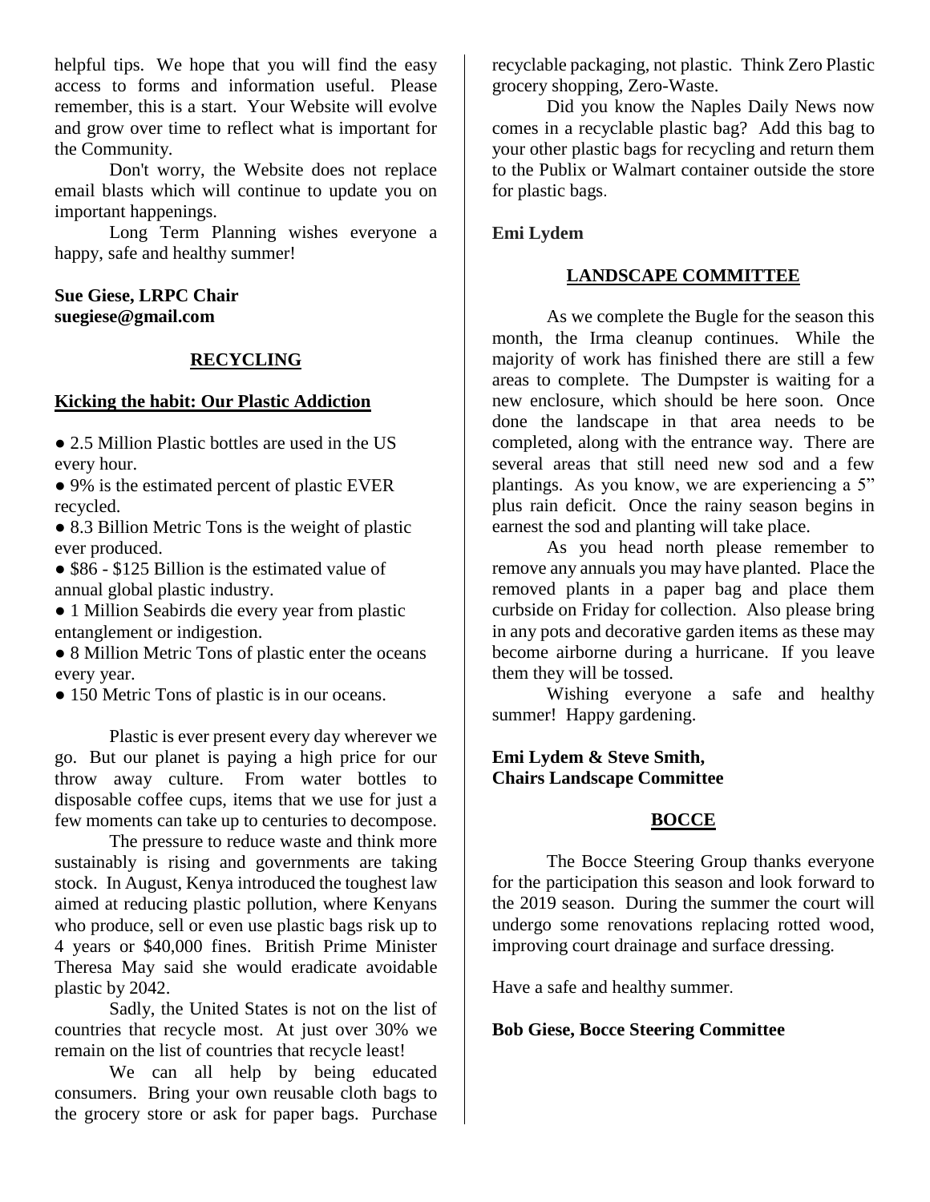helpful tips. We hope that you will find the easy access to forms and information useful. Please remember, this is a start. Your Website will evolve and grow over time to reflect what is important for the Community.

Don't worry, the Website does not replace email blasts which will continue to update you on important happenings.

Long Term Planning wishes everyone a happy, safe and healthy summer!

**Sue Giese, LRPC Chair**
**suegiese@gmail.com**

## RECYCLING

### Kicking the habit: Our Plastic Addiction

- 2.5 Million Plastic bottles are used in the US every hour.
- 9% is the estimated percent of plastic EVER recycled.
- 8.3 Billion Metric Tons is the weight of plastic ever produced.
- $86 - $125 Billion is the estimated value of annual global plastic industry.
- 1 Million Seabirds die every year from plastic entanglement or indigestion.
- 8 Million Metric Tons of plastic enter the oceans every year.
- 150 Metric Tons of plastic is in our oceans.

Plastic is ever present every day wherever we go. But our planet is paying a high price for our throw away culture. From water bottles to disposable coffee cups, items that we use for just a few moments can take up to centuries to decompose.

The pressure to reduce waste and think more sustainably is rising and governments are taking stock. In August, Kenya introduced the toughest law aimed at reducing plastic pollution, where Kenyans who produce, sell or even use plastic bags risk up to 4 years or $40,000 fines. British Prime Minister Theresa May said she would eradicate avoidable plastic by 2042.

Sadly, the United States is not on the list of countries that recycle most. At just over 30% we remain on the list of countries that recycle least!

We can all help by being educated consumers. Bring your own reusable cloth bags to the grocery store or ask for paper bags. Purchase recyclable packaging, not plastic. Think Zero Plastic grocery shopping, Zero-Waste.

Did you know the Naples Daily News now comes in a recyclable plastic bag? Add this bag to your other plastic bags for recycling and return them to the Publix or Walmart container outside the store for plastic bags.

**Emi Lydem**

## LANDSCAPE COMMITTEE

As we complete the Bugle for the season this month, the Irma cleanup continues. While the majority of work has finished there are still a few areas to complete. The Dumpster is waiting for a new enclosure, which should be here soon. Once done the landscape in that area needs to be completed, along with the entrance way. There are several areas that still need new sod and a few plantings. As you know, we are experiencing a 5" plus rain deficit. Once the rainy season begins in earnest the sod and planting will take place.

As you head north please remember to remove any annuals you may have planted. Place the removed plants in a paper bag and place them curbside on Friday for collection. Also please bring in any pots and decorative garden items as these may become airborne during a hurricane. If you leave them they will be tossed.

Wishing everyone a safe and healthy summer! Happy gardening.

**Emi Lydem & Steve Smith,**
**Chairs Landscape Committee**

## BOCCE

The Bocce Steering Group thanks everyone for the participation this season and look forward to the 2019 season. During the summer the court will undergo some renovations replacing rotted wood, improving court drainage and surface dressing.

Have a safe and healthy summer.

**Bob Giese, Bocce Steering Committee**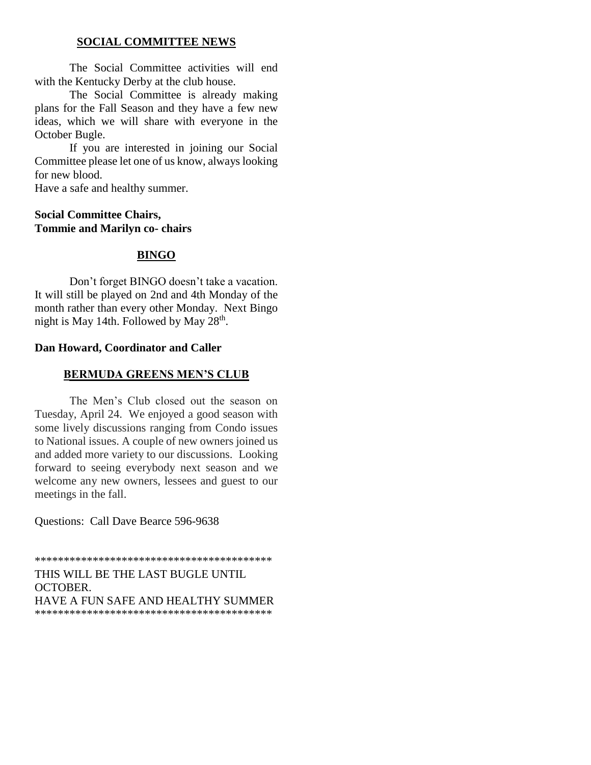## SOCIAL COMMITTEE NEWS

The Social Committee activities will end with the Kentucky Derby at the club house.

The Social Committee is already making plans for the Fall Season and they have a few new ideas, which we will share with everyone in the October Bugle.

If you are interested in joining our Social Committee please let one of us know, always looking for new blood.

Have a safe and healthy summer.

**Social Committee Chairs,**
**Tommie and Marilyn co- chairs**

## BINGO

Don't forget BINGO doesn't take a vacation. It will still be played on 2nd and 4th Monday of the month rather than every other Monday. Next Bingo night is May 14th. Followed by May 28th.

**Dan Howard, Coordinator and Caller**

## BERMUDA GREENS MEN'S CLUB

The Men's Club closed out the season on Tuesday, April 24. We enjoyed a good season with some lively discussions ranging from Condo issues to National issues. A couple of new owners joined us and added more variety to our discussions. Looking forward to seeing everybody next season and we welcome any new owners, lessees and guest to our meetings in the fall.

Questions: Call Dave Bearce 596-9638

*****************************************

THIS WILL BE THE LAST BUGLE UNTIL OCTOBER.
HAVE A FUN SAFE AND HEALTHY SUMMER

*****************************************